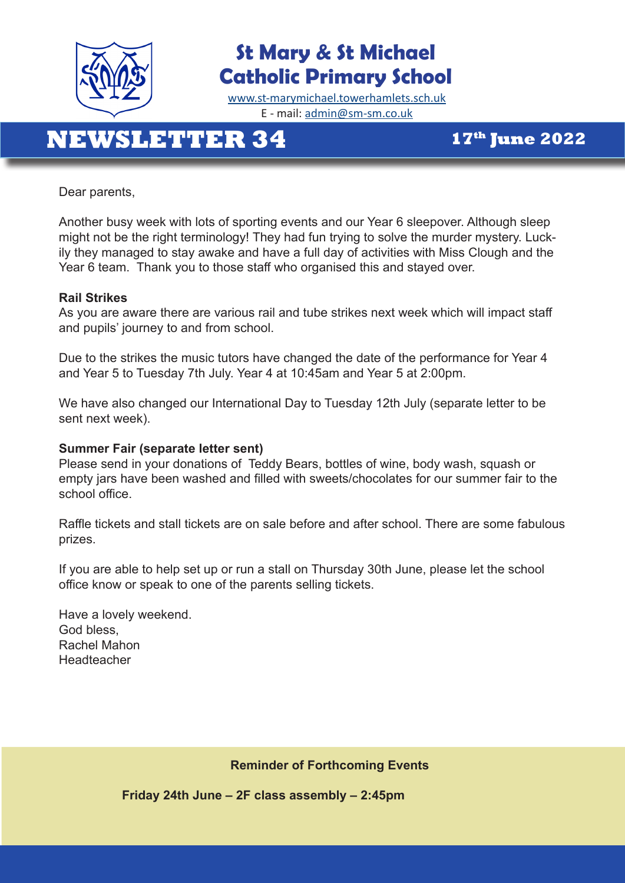# St Mary & St Michael Catholic Primary School

www.st-marymichael.towerhamlets.sch.uk

E - mail: admin@sm-sm.co.uk

## NEWSLETTER 34

**17th June 2022**

Dear parents,

Another busy week with lots of sporting events and our Year 6 sleepover. Although sleep might not be the right terminology! They had fun trying to solve the murder mystery. Luckily they managed to stay awake and have a full day of activities with Miss Clough and the Year 6 team. Thank you to those staff who organised this and stayed over.

**Rail Strikes**

As you are aware there are various rail and tube strikes next week which will impact staff and pupils' journey to and from school.

Due to the strikes the music tutors have changed the date of the performance for Year 4 and Year 5 to Tuesday 7th July. Year 4 at 10:45am and Year 5 at 2:00pm.

We have also changed our International Day to Tuesday 12th July (separate letter to be sent next week).

**Summer Fair (separate letter sent)**

Please send in your donations of Teddy Bears, bottles of wine, body wash, squash or empty jars have been washed and filled with sweets/chocolates for our summer fair to the school office.

Raffle tickets and stall tickets are on sale before and after school. There are some fabulous prizes.

If you are able to help set up or run a stall on Thursday 30th June, please let the school office know or speak to one of the parents selling tickets.

Have a lovely weekend.
God bless,
Rachel Mahon
Headteacher

**Reminder of Forthcoming Events**

**Friday 24th June – 2F class assembly – 2:45pm**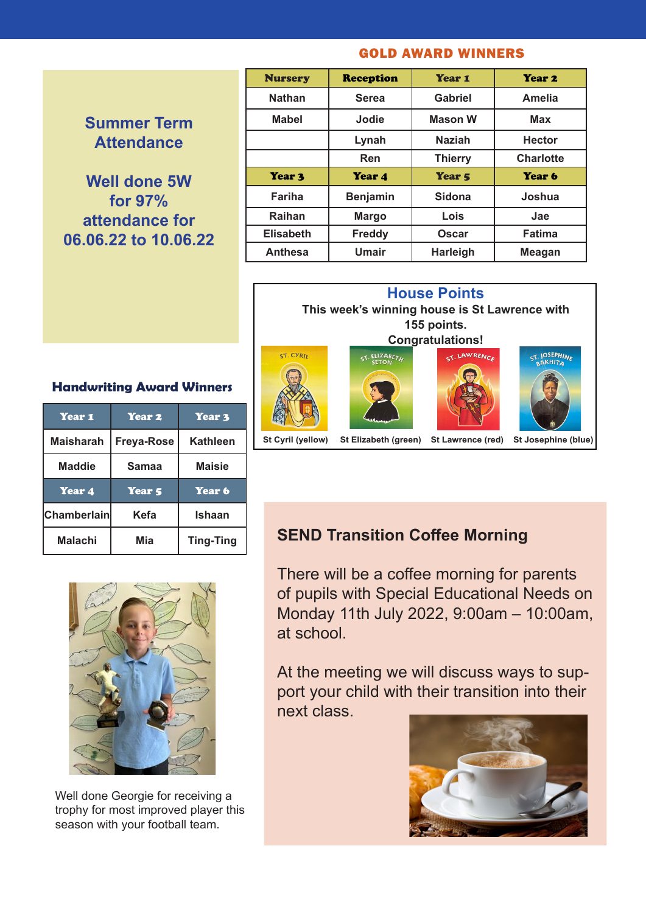## Summer Term Attendance

**Well done 5W for 97% attendance for 06.06.22 to 10.06.22**

## GOLD AWARD WINNERS

| Nursery | Reception | Year 1 | Year 2 |
|---|---|---|---|
| Nathan | Serea | Gabriel | Amelia |
| Mabel | Jodie | Mason W | Max |
| | Lynah | Naziah | Hector |
| | Ren | Thierry | Charlotte |
| **Year 3** | **Year 4** | **Year 5** | **Year 6** |
| Fariha | Benjamin | Sidona | Joshua |
| Raihan | Margo | Lois | Jae |
| Elisabeth | Freddy | Oscar | Fatima |
| Anthesa | Umair | Harleigh | Meagan |

## House Points

This week's winning house is St Lawrence with 155 points.
Congratulations!

St Cyril (yellow) St Elizabeth (green) St Lawrence (red) St Josephine (blue)

## Handwriting Award Winners

| Year 1 | Year 2 | Year 3 |
|---|---|---|
| Maisharah | Freya-Rose | Kathleen |
| Maddie | Samaa | Maisie |
| **Year 4** | **Year 5** | **Year 6** |
| Chamberlain | Kefa | Ishaan |
| Malachi | Mia | Ting-Ting |

Well done Georgie for receiving a trophy for most improved player this season with your football team.

## SEND Transition Coffee Morning

There will be a coffee morning for parents of pupils with Special Educational Needs on Monday 11th July 2022, 9:00am – 10:00am, at school.

At the meeting we will discuss ways to support your child with their transition into their next class.